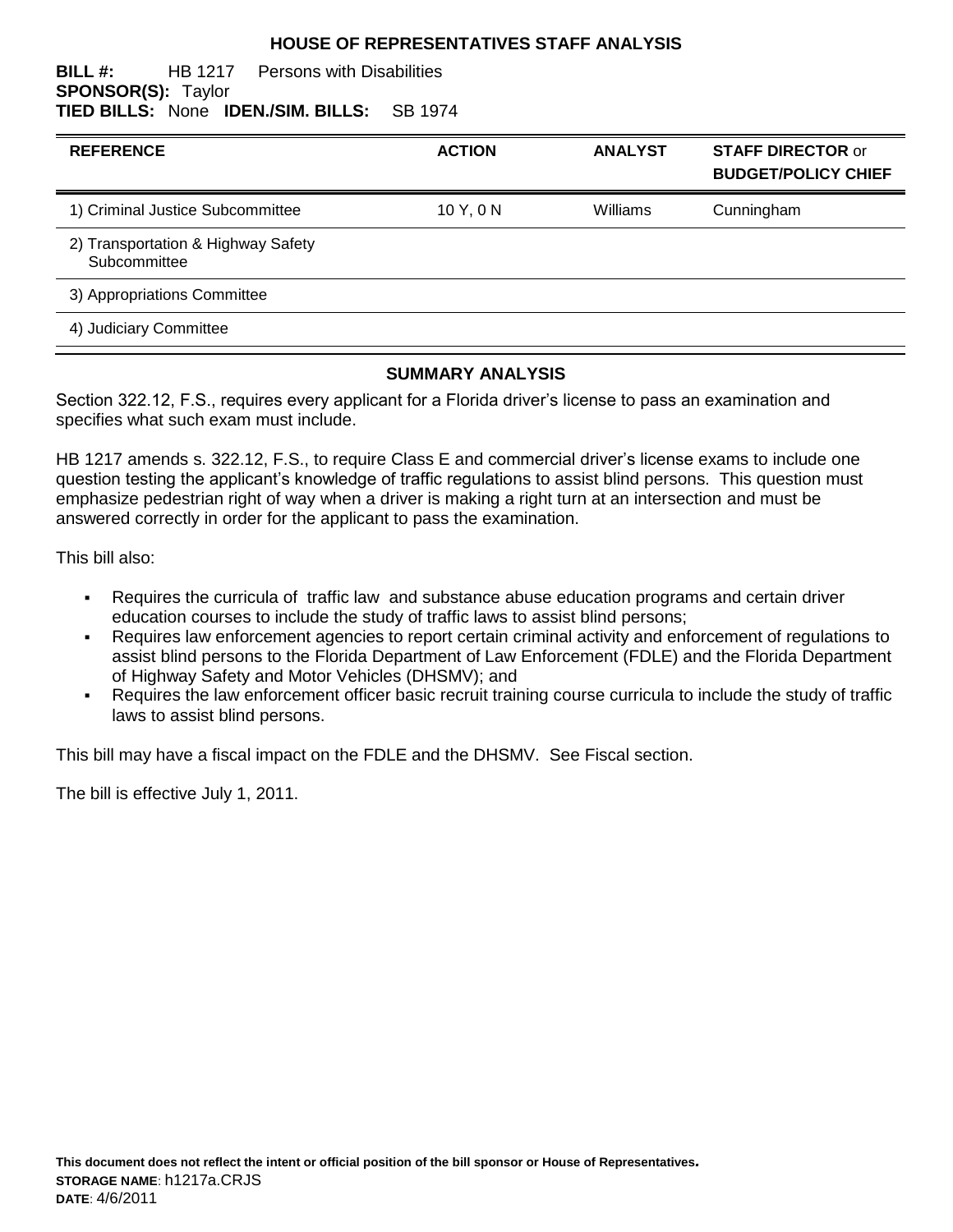# HOUSE OF REPRESENTATIVES STAFF ANALYSIS

**BILL #:** HB 1217 Persons with Disabilities
**SPONSOR(S):** Taylor
**TIED BILLS:** None **IDEN./SIM. BILLS:** SB 1974

| REFERENCE | ACTION | ANALYST | STAFF DIRECTOR or BUDGET/POLICY CHIEF |
|---|---|---|---|
| 1) Criminal Justice Subcommittee | 10 Y, 0 N | Williams | Cunningham |
| 2) Transportation & Highway Safety Subcommittee | | | |
| 3) Appropriations Committee | | | |
| 4) Judiciary Committee | | | |

## SUMMARY ANALYSIS

Section 322.12, F.S., requires every applicant for a Florida driver's license to pass an examination and specifies what such exam must include.

HB 1217 amends s. 322.12, F.S., to require Class E and commercial driver's license exams to include one question testing the applicant's knowledge of traffic regulations to assist blind persons. This question must emphasize pedestrian right of way when a driver is making a right turn at an intersection and must be answered correctly in order for the applicant to pass the examination.

This bill also:

- Requires the curricula of traffic law and substance abuse education programs and certain driver education courses to include the study of traffic laws to assist blind persons;
- Requires law enforcement agencies to report certain criminal activity and enforcement of regulations to assist blind persons to the Florida Department of Law Enforcement (FDLE) and the Florida Department of Highway Safety and Motor Vehicles (DHSMV); and
- Requires the law enforcement officer basic recruit training course curricula to include the study of traffic laws to assist blind persons.

This bill may have a fiscal impact on the FDLE and the DHSMV. See Fiscal section.

The bill is effective July 1, 2011.

**This document does not reflect the intent or official position of the bill sponsor or House of Representatives.**
**STORAGE NAME**: h1217a.CRJS
**DATE**: 4/6/2011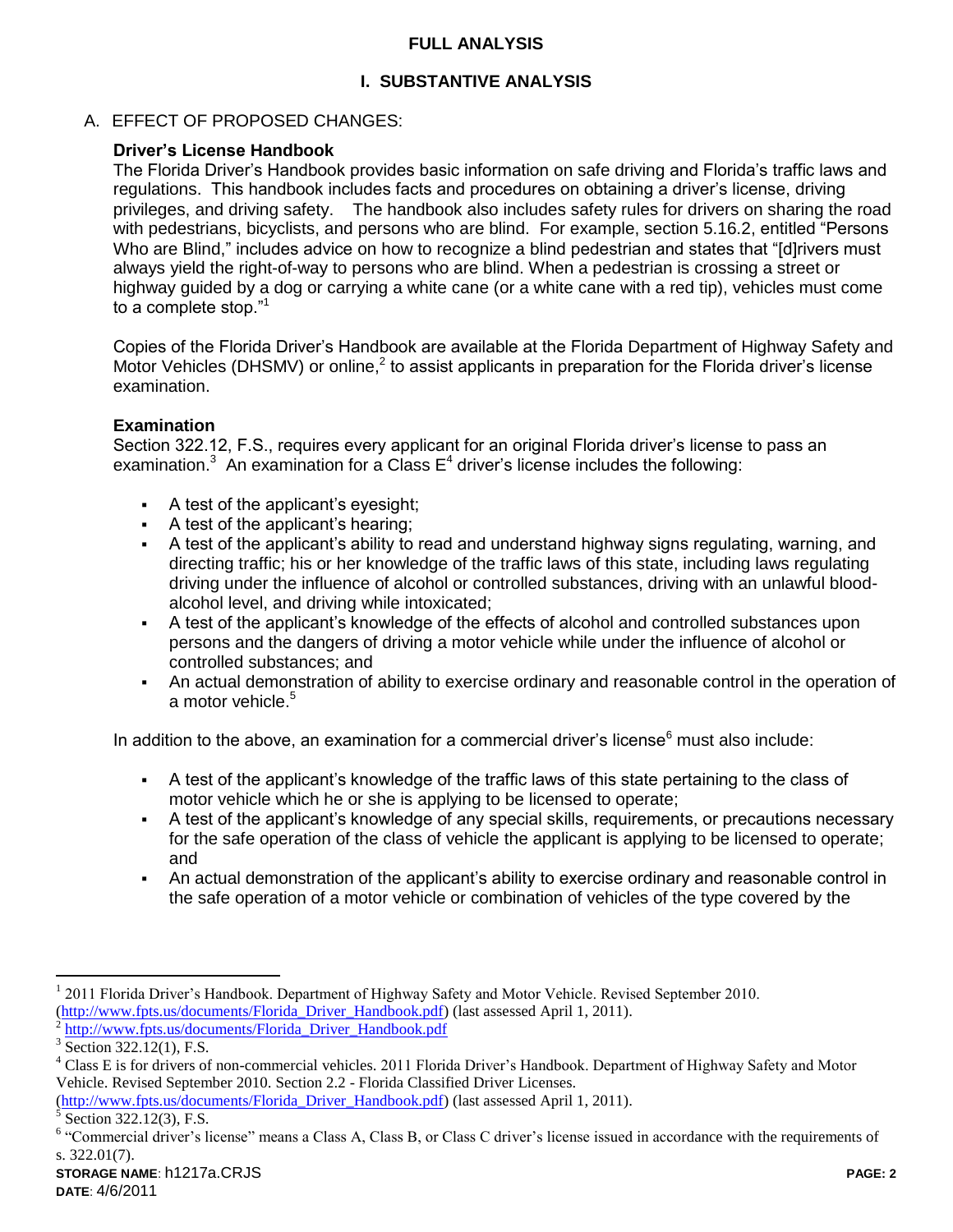# FULL ANALYSIS

## I. SUBSTANTIVE ANALYSIS

### A. EFFECT OF PROPOSED CHANGES:

**Driver's License Handbook**

The Florida Driver's Handbook provides basic information on safe driving and Florida's traffic laws and regulations. This handbook includes facts and procedures on obtaining a driver's license, driving privileges, and driving safety. The handbook also includes safety rules for drivers on sharing the road with pedestrians, bicyclists, and persons who are blind. For example, section 5.16.2, entitled "Persons Who are Blind," includes advice on how to recognize a blind pedestrian and states that "[d]rivers must always yield the right-of-way to persons who are blind. When a pedestrian is crossing a street or highway guided by a dog or carrying a white cane (or a white cane with a red tip), vehicles must come to a complete stop."[1]

Copies of the Florida Driver's Handbook are available at the Florida Department of Highway Safety and Motor Vehicles (DHSMV) or online,[2] to assist applicants in preparation for the Florida driver's license examination.

**Examination**

Section 322.12, F.S., requires every applicant for an original Florida driver's license to pass an examination.[3] An examination for a Class E[4] driver's license includes the following:

- A test of the applicant's eyesight;
- A test of the applicant's hearing;
- A test of the applicant's ability to read and understand highway signs regulating, warning, and directing traffic; his or her knowledge of the traffic laws of this state, including laws regulating driving under the influence of alcohol or controlled substances, driving with an unlawful blood-alcohol level, and driving while intoxicated;
- A test of the applicant's knowledge of the effects of alcohol and controlled substances upon persons and the dangers of driving a motor vehicle while under the influence of alcohol or controlled substances; and
- An actual demonstration of ability to exercise ordinary and reasonable control in the operation of a motor vehicle.[5]

In addition to the above, an examination for a commercial driver's license[6] must also include:

- A test of the applicant's knowledge of the traffic laws of this state pertaining to the class of motor vehicle which he or she is applying to be licensed to operate;
- A test of the applicant's knowledge of any special skills, requirements, or precautions necessary for the safe operation of the class of vehicle the applicant is applying to be licensed to operate; and
- An actual demonstration of the applicant's ability to exercise ordinary and reasonable control in the safe operation of a motor vehicle or combination of vehicles of the type covered by the

---

[1] 2011 Florida Driver's Handbook. Department of Highway Safety and Motor Vehicle. Revised September 2010. (http://www.fpts.us/documents/Florida_Driver_Handbook.pdf) (last assessed April 1, 2011).

[2] http://www.fpts.us/documents/Florida_Driver_Handbook.pdf

[3] Section 322.12(1), F.S.

[4] Class E is for drivers of non-commercial vehicles. 2011 Florida Driver's Handbook. Department of Highway Safety and Motor Vehicle. Revised September 2010. Section 2.2 - Florida Classified Driver Licenses. (http://www.fpts.us/documents/Florida_Driver_Handbook.pdf) (last assessed April 1, 2011).

[5] Section 322.12(3), F.S.

[6] "Commercial driver's license" means a Class A, Class B, or Class C driver's license issued in accordance with the requirements of s. 322.01(7).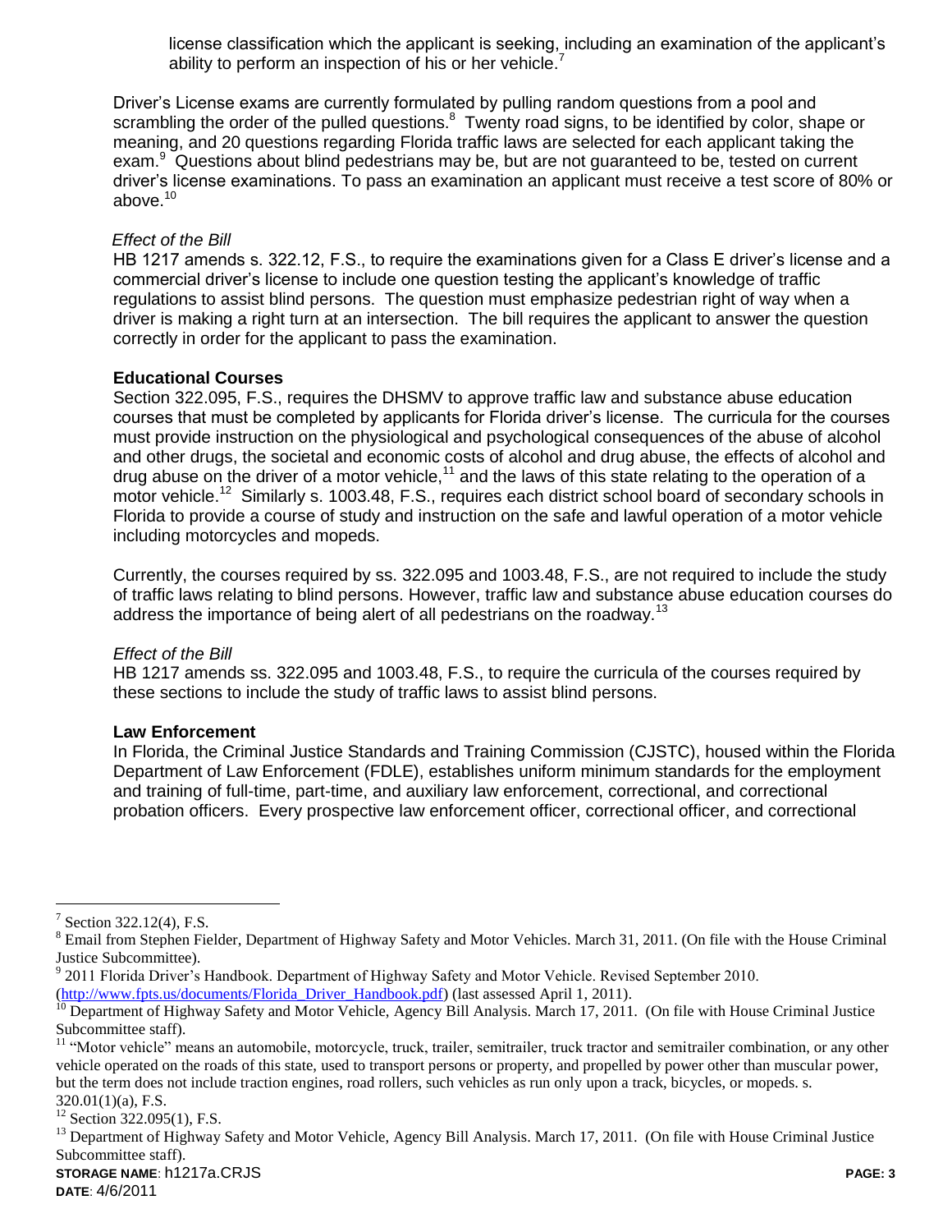license classification which the applicant is seeking, including an examination of the applicant's ability to perform an inspection of his or her vehicle.[7]

Driver's License exams are currently formulated by pulling random questions from a pool and scrambling the order of the pulled questions.[8] Twenty road signs, to be identified by color, shape or meaning, and 20 questions regarding Florida traffic laws are selected for each applicant taking the exam.[9] Questions about blind pedestrians may be, but are not guaranteed to be, tested on current driver's license examinations. To pass an examination an applicant must receive a test score of 80% or above.[10]

*Effect of the Bill*

HB 1217 amends s. 322.12, F.S., to require the examinations given for a Class E driver's license and a commercial driver's license to include one question testing the applicant's knowledge of traffic regulations to assist blind persons. The question must emphasize pedestrian right of way when a driver is making a right turn at an intersection. The bill requires the applicant to answer the question correctly in order for the applicant to pass the examination.

**Educational Courses**

Section 322.095, F.S., requires the DHSMV to approve traffic law and substance abuse education courses that must be completed by applicants for Florida driver's license. The curricula for the courses must provide instruction on the physiological and psychological consequences of the abuse of alcohol and other drugs, the societal and economic costs of alcohol and drug abuse, the effects of alcohol and drug abuse on the driver of a motor vehicle,[11] and the laws of this state relating to the operation of a motor vehicle.[12] Similarly s. 1003.48, F.S., requires each district school board of secondary schools in Florida to provide a course of study and instruction on the safe and lawful operation of a motor vehicle including motorcycles and mopeds.

Currently, the courses required by ss. 322.095 and 1003.48, F.S., are not required to include the study of traffic laws relating to blind persons. However, traffic law and substance abuse education courses do address the importance of being alert of all pedestrians on the roadway.[13]

*Effect of the Bill*

HB 1217 amends ss. 322.095 and 1003.48, F.S., to require the curricula of the courses required by these sections to include the study of traffic laws to assist blind persons.

**Law Enforcement**

In Florida, the Criminal Justice Standards and Training Commission (CJSTC), housed within the Florida Department of Law Enforcement (FDLE), establishes uniform minimum standards for the employment and training of full-time, part-time, and auxiliary law enforcement, correctional, and correctional probation officers. Every prospective law enforcement officer, correctional officer, and correctional

---

[7] Section 322.12(4), F.S.

[8] Email from Stephen Fielder, Department of Highway Safety and Motor Vehicles. March 31, 2011. (On file with the House Criminal Justice Subcommittee).

[9] 2011 Florida Driver's Handbook. Department of Highway Safety and Motor Vehicle. Revised September 2010. (http://www.fpts.us/documents/Florida_Driver_Handbook.pdf) (last assessed April 1, 2011).

[10] Department of Highway Safety and Motor Vehicle, Agency Bill Analysis. March 17, 2011. (On file with House Criminal Justice Subcommittee staff).

[11] "Motor vehicle" means an automobile, motorcycle, truck, trailer, semitrailer, truck tractor and semitrailer combination, or any other vehicle operated on the roads of this state, used to transport persons or property, and propelled by power other than muscular power, but the term does not include traction engines, road rollers, such vehicles as run only upon a track, bicycles, or mopeds. s. 320.01(1)(a), F.S.

[12] Section 322.095(1), F.S.

[13] Department of Highway Safety and Motor Vehicle, Agency Bill Analysis. March 17, 2011. (On file with House Criminal Justice Subcommittee staff).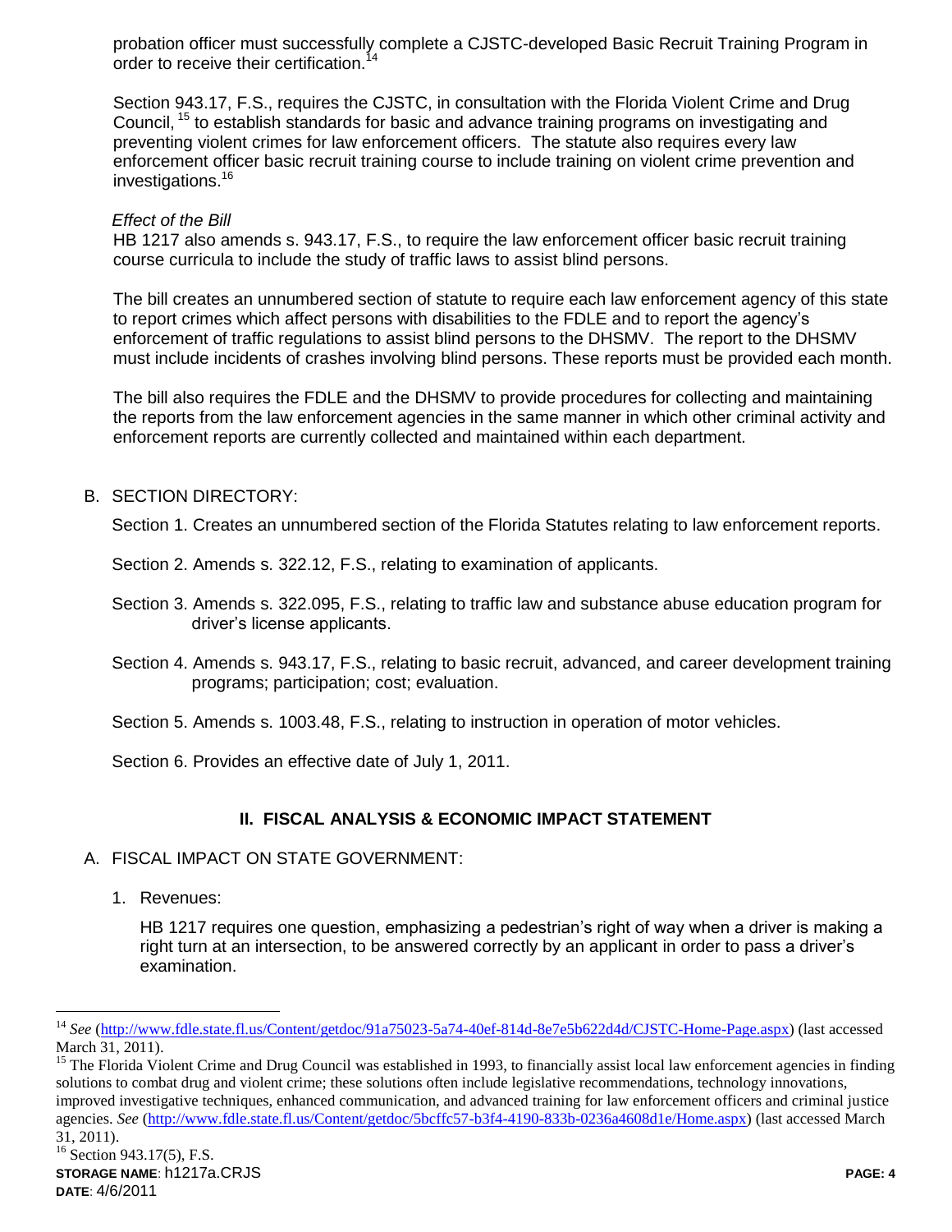probation officer must successfully complete a CJSTC-developed Basic Recruit Training Program in order to receive their certification.[14]

Section 943.17, F.S., requires the CJSTC, in consultation with the Florida Violent Crime and Drug Council,[15] to establish standards for basic and advance training programs on investigating and preventing violent crimes for law enforcement officers. The statute also requires every law enforcement officer basic recruit training course to include training on violent crime prevention and investigations.[16]

*Effect of the Bill*

HB 1217 also amends s. 943.17, F.S., to require the law enforcement officer basic recruit training course curricula to include the study of traffic laws to assist blind persons.

The bill creates an unnumbered section of statute to require each law enforcement agency of this state to report crimes which affect persons with disabilities to the FDLE and to report the agency's enforcement of traffic regulations to assist blind persons to the DHSMV. The report to the DHSMV must include incidents of crashes involving blind persons. These reports must be provided each month.

The bill also requires the FDLE and the DHSMV to provide procedures for collecting and maintaining the reports from the law enforcement agencies in the same manner in which other criminal activity and enforcement reports are currently collected and maintained within each department.

B. SECTION DIRECTORY:

Section 1. Creates an unnumbered section of the Florida Statutes relating to law enforcement reports.

Section 2. Amends s. 322.12, F.S., relating to examination of applicants.

Section 3. Amends s. 322.095, F.S., relating to traffic law and substance abuse education program for driver's license applicants.

Section 4. Amends s. 943.17, F.S., relating to basic recruit, advanced, and career development training programs; participation; cost; evaluation.

Section 5. Amends s. 1003.48, F.S., relating to instruction in operation of motor vehicles.

Section 6. Provides an effective date of July 1, 2011.

## II. FISCAL ANALYSIS & ECONOMIC IMPACT STATEMENT

A. FISCAL IMPACT ON STATE GOVERNMENT:

1. Revenues:

HB 1217 requires one question, emphasizing a pedestrian's right of way when a driver is making a right turn at an intersection, to be answered correctly by an applicant in order to pass a driver's examination.

---

[14] *See* (http://www.fdle.state.fl.us/Content/getdoc/91a75023-5a74-40ef-814d-8e7e5b622d4d/CJSTC-Home-Page.aspx) (last accessed March 31, 2011).

[15] The Florida Violent Crime and Drug Council was established in 1993, to financially assist local law enforcement agencies in finding solutions to combat drug and violent crime; these solutions often include legislative recommendations, technology innovations, improved investigative techniques, enhanced communication, and advanced training for law enforcement officers and criminal justice agencies. *See* (http://www.fdle.state.fl.us/Content/getdoc/5bcffc57-b3f4-4190-833b-0236a4608d1e/Home.aspx) (last accessed March 31, 2011).

[16] Section 943.17(5), F.S.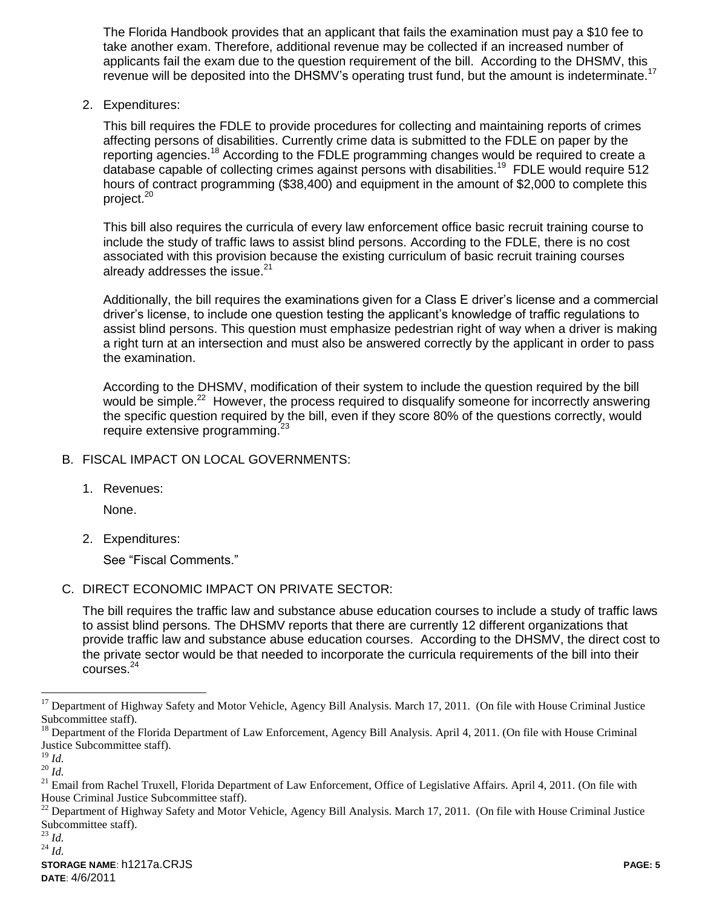The Florida Handbook provides that an applicant that fails the examination must pay a $10 fee to take another exam. Therefore, additional revenue may be collected if an increased number of applicants fail the exam due to the question requirement of the bill. According to the DHSMV, this revenue will be deposited into the DHSMV's operating trust fund, but the amount is indeterminate.[17]

2. Expenditures:

This bill requires the FDLE to provide procedures for collecting and maintaining reports of crimes affecting persons of disabilities. Currently crime data is submitted to the FDLE on paper by the reporting agencies.[18] According to the FDLE programming changes would be required to create a database capable of collecting crimes against persons with disabilities.[19] FDLE would require 512 hours of contract programming ($38,400) and equipment in the amount of $2,000 to complete this project.[20]

This bill also requires the curricula of every law enforcement office basic recruit training course to include the study of traffic laws to assist blind persons. According to the FDLE, there is no cost associated with this provision because the existing curriculum of basic recruit training courses already addresses the issue.[21]

Additionally, the bill requires the examinations given for a Class E driver's license and a commercial driver's license, to include one question testing the applicant's knowledge of traffic regulations to assist blind persons. This question must emphasize pedestrian right of way when a driver is making a right turn at an intersection and must also be answered correctly by the applicant in order to pass the examination.

According to the DHSMV, modification of their system to include the question required by the bill would be simple.[22] However, the process required to disqualify someone for incorrectly answering the specific question required by the bill, even if they score 80% of the questions correctly, would require extensive programming.[23]

B. FISCAL IMPACT ON LOCAL GOVERNMENTS:

1. Revenues:

None.

2. Expenditures:

See "Fiscal Comments."

C. DIRECT ECONOMIC IMPACT ON PRIVATE SECTOR:

The bill requires the traffic law and substance abuse education courses to include a study of traffic laws to assist blind persons. The DHSMV reports that there are currently 12 different organizations that provide traffic law and substance abuse education courses. According to the DHSMV, the direct cost to the private sector would be that needed to incorporate the curricula requirements of the bill into their courses.[24]

---

[17] Department of Highway Safety and Motor Vehicle, Agency Bill Analysis. March 17, 2011. (On file with House Criminal Justice Subcommittee staff).

[18] Department of the Florida Department of Law Enforcement, Agency Bill Analysis. April 4, 2011. (On file with House Criminal Justice Subcommittee staff).

[19] *Id.*

[20] *Id.*

[21] Email from Rachel Truxell, Florida Department of Law Enforcement, Office of Legislative Affairs. April 4, 2011. (On file with House Criminal Justice Subcommittee staff).

[22] Department of Highway Safety and Motor Vehicle, Agency Bill Analysis. March 17, 2011. (On file with House Criminal Justice Subcommittee staff).

[23] *Id.*

[24] *Id.*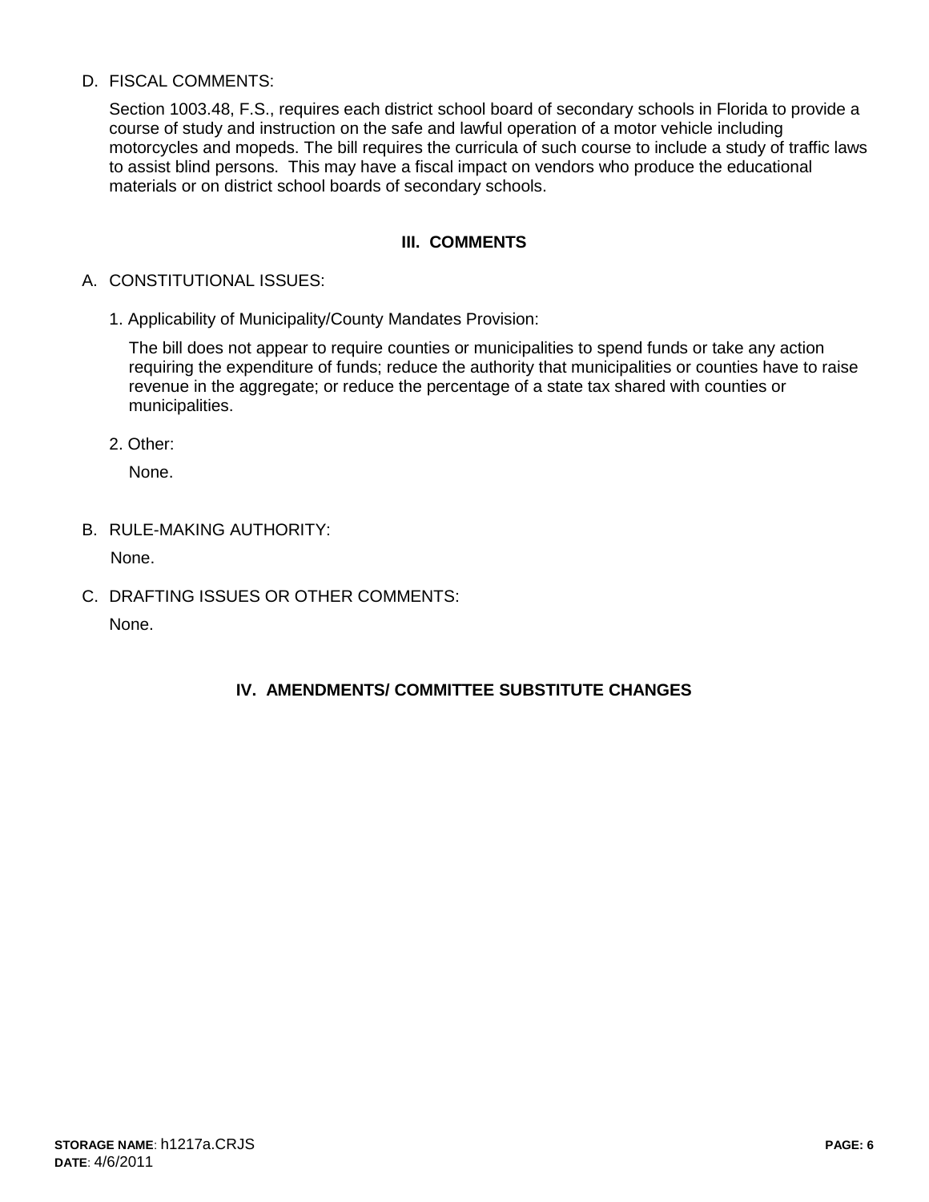D. FISCAL COMMENTS:

Section 1003.48, F.S., requires each district school board of secondary schools in Florida to provide a course of study and instruction on the safe and lawful operation of a motor vehicle including motorcycles and mopeds. The bill requires the curricula of such course to include a study of traffic laws to assist blind persons. This may have a fiscal impact on vendors who produce the educational materials or on district school boards of secondary schools.

## III. COMMENTS

A. CONSTITUTIONAL ISSUES:

1. Applicability of Municipality/County Mandates Provision:

The bill does not appear to require counties or municipalities to spend funds or take any action requiring the expenditure of funds; reduce the authority that municipalities or counties have to raise revenue in the aggregate; or reduce the percentage of a state tax shared with counties or municipalities.

2. Other:

None.

B. RULE-MAKING AUTHORITY:

None.

C. DRAFTING ISSUES OR OTHER COMMENTS:

None.

## IV. AMENDMENTS/ COMMITTEE SUBSTITUTE CHANGES